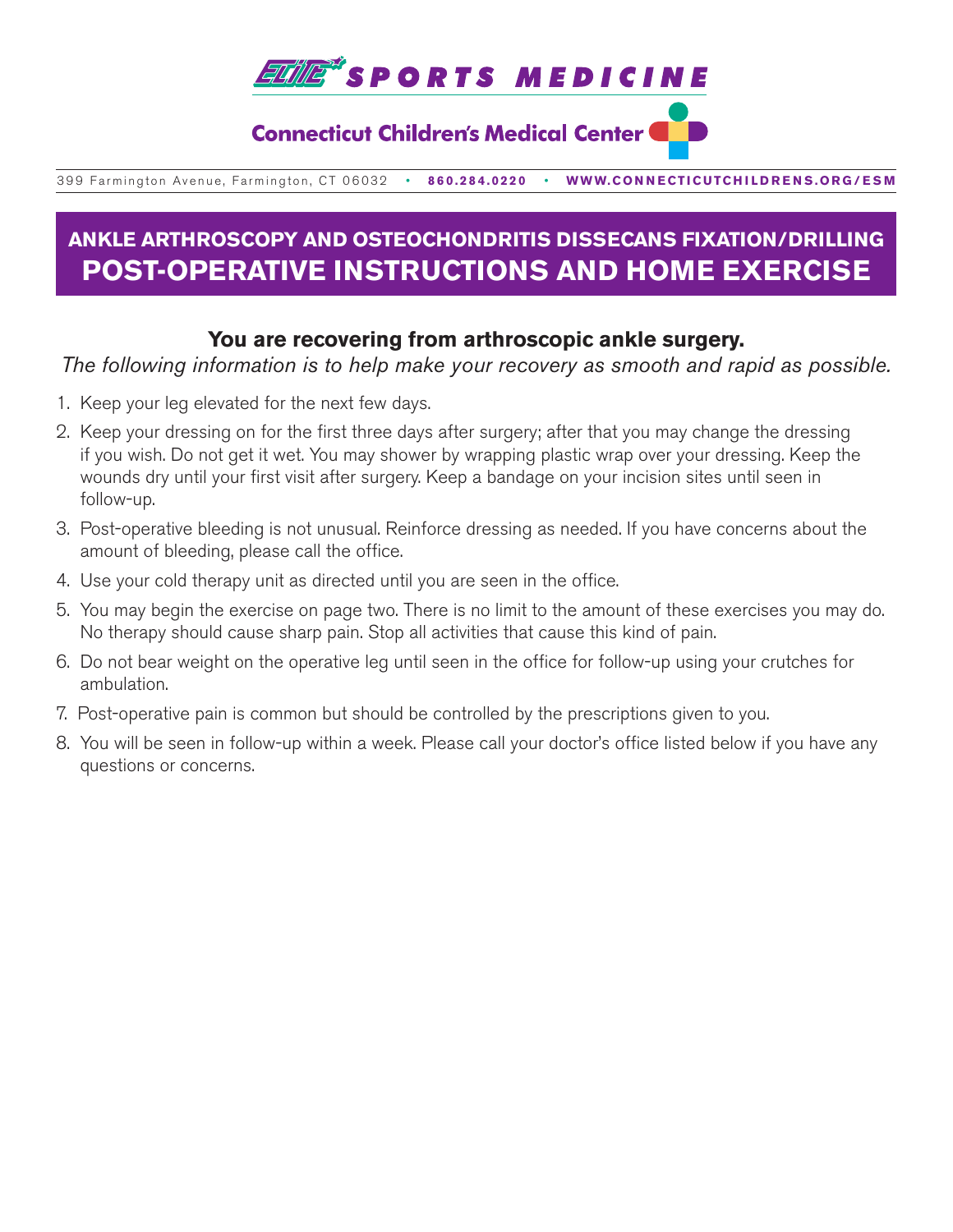# ELITE SPORTS MEDICINE

**Connecticut Children's Medical Center**

399 Farmington Avenue, Farmington, CT 06032 • **860.284.0220** • **WWW.CONNECTICUTCHILDRENS.ORG/ESM**

## ANKLE ARTHROSCOPY AND OSTEOCHONDRITIS DISSECANS FIXATION/DRILLING
# POST-OPERATIVE INSTRUCTIONS AND HOME EXERCISE

### You are recovering from arthroscopic ankle surgery.

*The following information is to help make your recovery as smooth and rapid as possible.*

1. Keep your leg elevated for the next few days.
2. Keep your dressing on for the first three days after surgery; after that you may change the dressing if you wish. Do not get it wet. You may shower by wrapping plastic wrap over your dressing. Keep the wounds dry until your first visit after surgery. Keep a bandage on your incision sites until seen in follow-up.
3. Post-operative bleeding is not unusual. Reinforce dressing as needed. If you have concerns about the amount of bleeding, please call the office.
4. Use your cold therapy unit as directed until you are seen in the office.
5. You may begin the exercise on page two. There is no limit to the amount of these exercises you may do. No therapy should cause sharp pain. Stop all activities that cause this kind of pain.
6. Do not bear weight on the operative leg until seen in the office for follow-up using your crutches for ambulation.
7. Post-operative pain is common but should be controlled by the prescriptions given to you.
8. You will be seen in follow-up within a week. Please call your doctor's office listed below if you have any questions or concerns.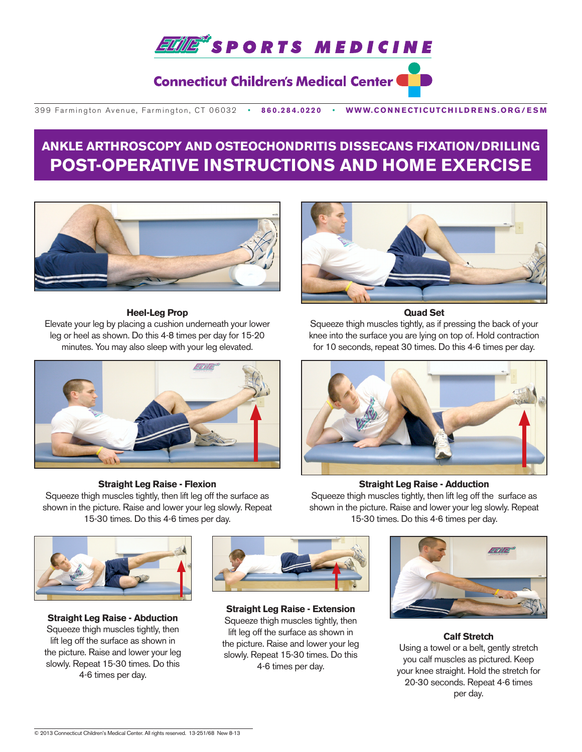ELITE SPORTS MEDICINE

Connecticut Children's Medical Center

399 Farmington Avenue, Farmington, CT 06032 • 860.284.0220 • WWW.CONNECTICUTCHILDRENS.ORG/ESM

## ANKLE ARTHROSCOPY AND OSTEOCHONDRITIS DISSECANS FIXATION/DRILLING

# POST-OPERATIVE INSTRUCTIONS AND HOME EXERCISE

**Heel-Leg Prop**

Elevate your leg by placing a cushion underneath your lower leg or heel as shown. Do this 4-8 times per day for 15-20 minutes. You may also sleep with your leg elevated.

**Quad Set**

Squeeze thigh muscles tightly, as if pressing the back of your knee into the surface you are lying on top of. Hold contraction for 10 seconds, repeat 30 times. Do this 4-6 times per day.

**Straight Leg Raise - Flexion**

Squeeze thigh muscles tightly, then lift leg off the surface as shown in the picture. Raise and lower your leg slowly. Repeat 15-30 times. Do this 4-6 times per day.

**Straight Leg Raise - Adduction**

Squeeze thigh muscles tightly, then lift leg off the surface as shown in the picture. Raise and lower your leg slowly. Repeat 15-30 times. Do this 4-6 times per day.

**Straight Leg Raise - Abduction**

Squeeze thigh muscles tightly, then lift leg off the surface as shown in the picture. Raise and lower your leg slowly. Repeat 15-30 times. Do this 4-6 times per day.

**Straight Leg Raise - Extension**

Squeeze thigh muscles tightly, then lift leg off the surface as shown in the picture. Raise and lower your leg slowly. Repeat 15-30 times. Do this 4-6 times per day.

**Calf Stretch**

Using a towel or a belt, gently stretch you calf muscles as pictured. Keep your knee straight. Hold the stretch for 20-30 seconds. Repeat 4-6 times per day.

© 2013 Connecticut Children's Medical Center. All rights reserved. 13-251/68 New 8-13